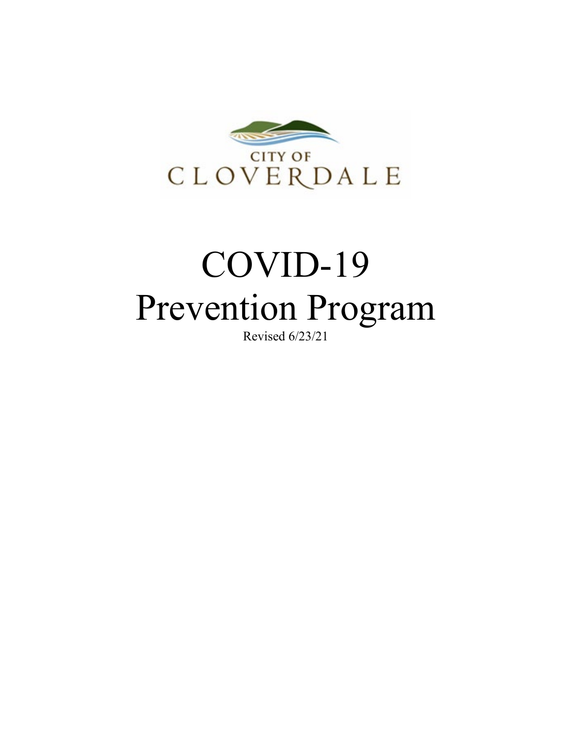CITY OF
CLOVERDALE

# COVID-19 Prevention Program

Revised 6/23/21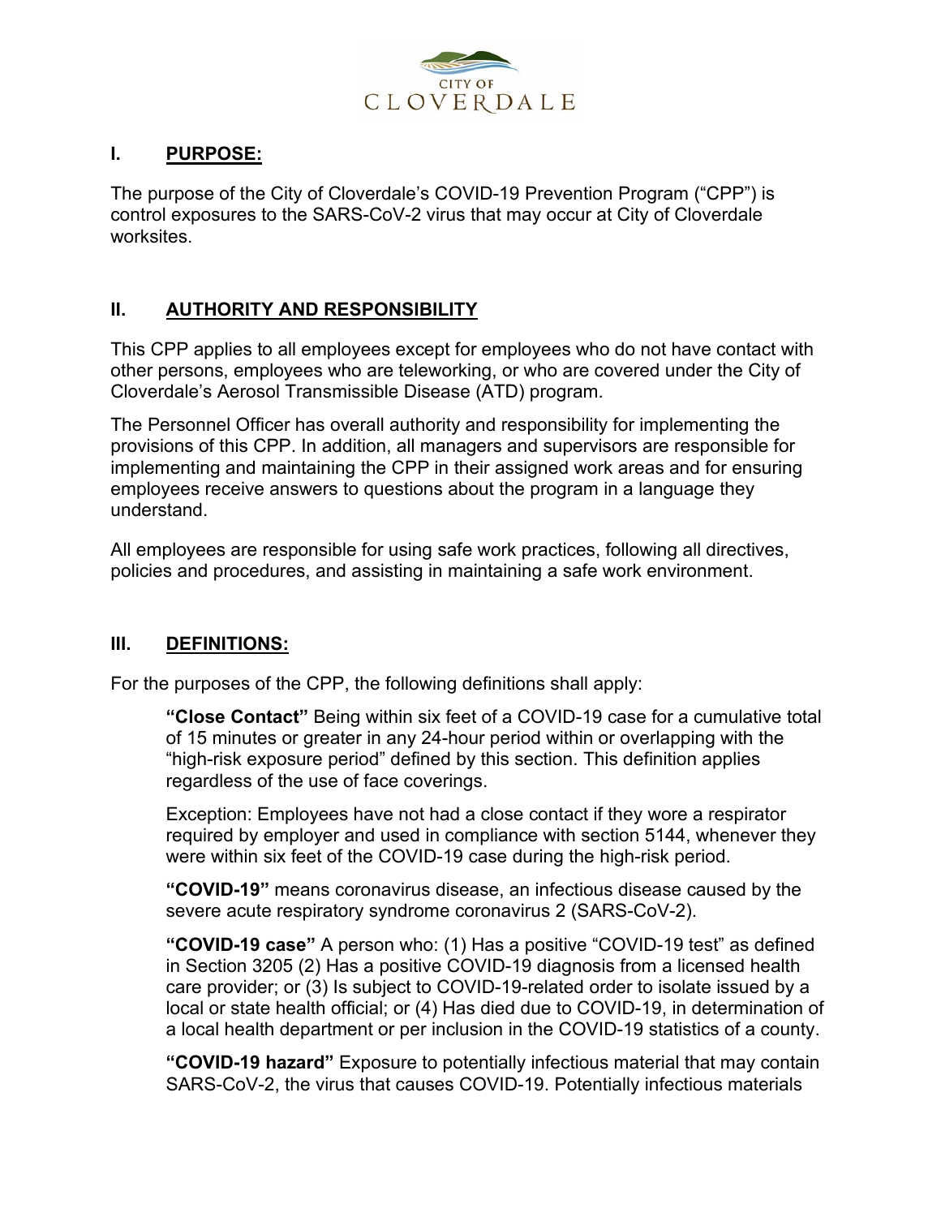## I. PURPOSE:

The purpose of the City of Cloverdale's COVID-19 Prevention Program ("CPP") is control exposures to the SARS-CoV-2 virus that may occur at City of Cloverdale worksites.

## II. AUTHORITY AND RESPONSIBILITY

This CPP applies to all employees except for employees who do not have contact with other persons, employees who are teleworking, or who are covered under the City of Cloverdale's Aerosol Transmissible Disease (ATD) program.

The Personnel Officer has overall authority and responsibility for implementing the provisions of this CPP. In addition, all managers and supervisors are responsible for implementing and maintaining the CPP in their assigned work areas and for ensuring employees receive answers to questions about the program in a language they understand.

All employees are responsible for using safe work practices, following all directives, policies and procedures, and assisting in maintaining a safe work environment.

## III. DEFINITIONS:

For the purposes of the CPP, the following definitions shall apply:

**"Close Contact"** Being within six feet of a COVID-19 case for a cumulative total of 15 minutes or greater in any 24-hour period within or overlapping with the "high-risk exposure period" defined by this section. This definition applies regardless of the use of face coverings.

Exception: Employees have not had a close contact if they wore a respirator required by employer and used in compliance with section 5144, whenever they were within six feet of the COVID-19 case during the high-risk period.

**"COVID-19"** means coronavirus disease, an infectious disease caused by the severe acute respiratory syndrome coronavirus 2 (SARS-CoV-2).

**"COVID-19 case"** A person who: (1) Has a positive "COVID-19 test" as defined in Section 3205 (2) Has a positive COVID-19 diagnosis from a licensed health care provider; or (3) Is subject to COVID-19-related order to isolate issued by a local or state health official; or (4) Has died due to COVID-19, in determination of a local health department or per inclusion in the COVID-19 statistics of a county.

**"COVID-19 hazard"** Exposure to potentially infectious material that may contain SARS-CoV-2, the virus that causes COVID-19. Potentially infectious materials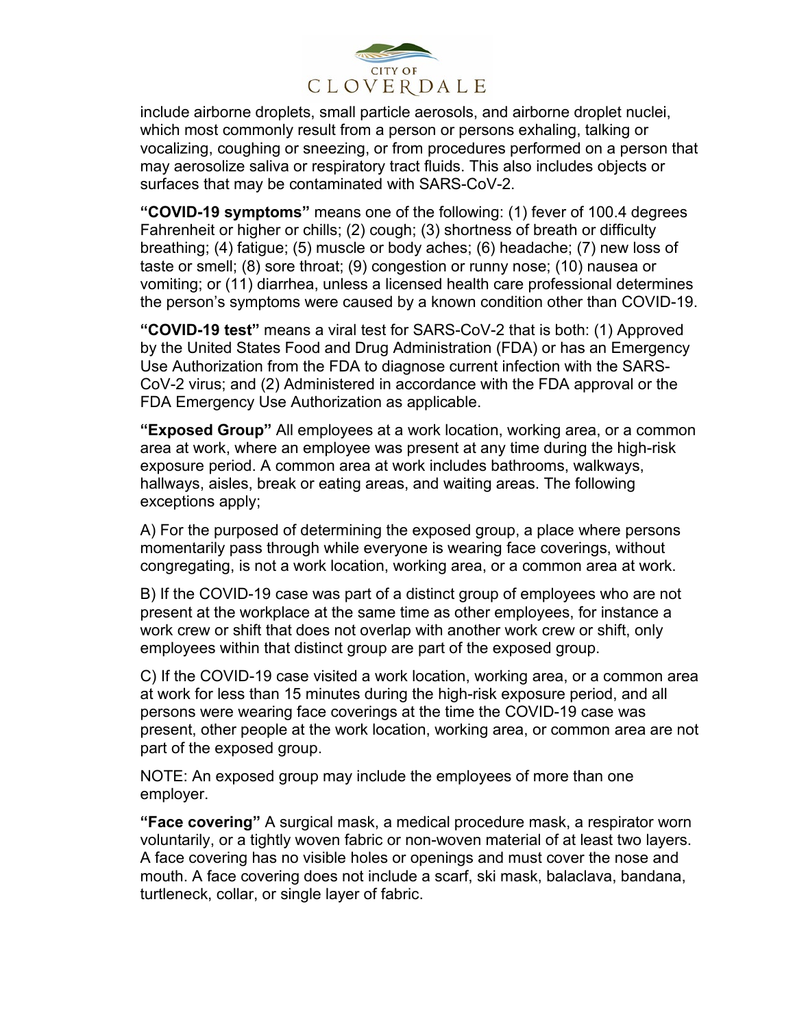include airborne droplets, small particle aerosols, and airborne droplet nuclei, which most commonly result from a person or persons exhaling, talking or vocalizing, coughing or sneezing, or from procedures performed on a person that may aerosolize saliva or respiratory tract fluids. This also includes objects or surfaces that may be contaminated with SARS-CoV-2.

**"COVID-19 symptoms"** means one of the following: (1) fever of 100.4 degrees Fahrenheit or higher or chills; (2) cough; (3) shortness of breath or difficulty breathing; (4) fatigue; (5) muscle or body aches; (6) headache; (7) new loss of taste or smell; (8) sore throat; (9) congestion or runny nose; (10) nausea or vomiting; or (11) diarrhea, unless a licensed health care professional determines the person's symptoms were caused by a known condition other than COVID-19.

**"COVID-19 test"** means a viral test for SARS-CoV-2 that is both: (1) Approved by the United States Food and Drug Administration (FDA) or has an Emergency Use Authorization from the FDA to diagnose current infection with the SARS-CoV-2 virus; and (2) Administered in accordance with the FDA approval or the FDA Emergency Use Authorization as applicable.

**"Exposed Group"** All employees at a work location, working area, or a common area at work, where an employee was present at any time during the high-risk exposure period. A common area at work includes bathrooms, walkways, hallways, aisles, break or eating areas, and waiting areas. The following exceptions apply;

A) For the purposed of determining the exposed group, a place where persons momentarily pass through while everyone is wearing face coverings, without congregating, is not a work location, working area, or a common area at work.

B) If the COVID-19 case was part of a distinct group of employees who are not present at the workplace at the same time as other employees, for instance a work crew or shift that does not overlap with another work crew or shift, only employees within that distinct group are part of the exposed group.

C) If the COVID-19 case visited a work location, working area, or a common area at work for less than 15 minutes during the high-risk exposure period, and all persons were wearing face coverings at the time the COVID-19 case was present, other people at the work location, working area, or common area are not part of the exposed group.

NOTE: An exposed group may include the employees of more than one employer.

**"Face covering"** A surgical mask, a medical procedure mask, a respirator worn voluntarily, or a tightly woven fabric or non-woven material of at least two layers. A face covering has no visible holes or openings and must cover the nose and mouth. A face covering does not include a scarf, ski mask, balaclava, bandana, turtleneck, collar, or single layer of fabric.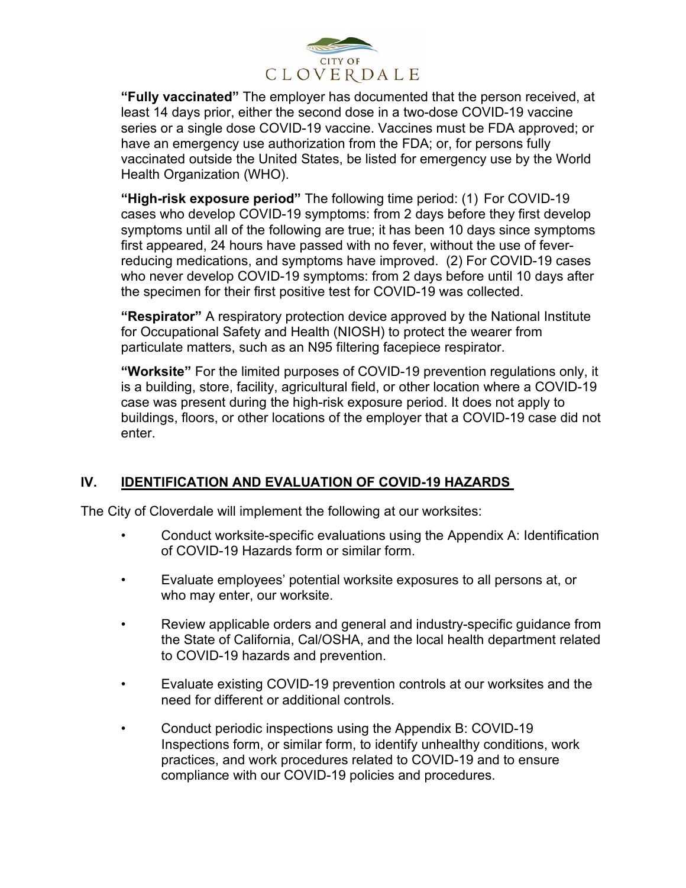**"Fully vaccinated"** The employer has documented that the person received, at least 14 days prior, either the second dose in a two-dose COVID-19 vaccine series or a single dose COVID-19 vaccine. Vaccines must be FDA approved; or have an emergency use authorization from the FDA; or, for persons fully vaccinated outside the United States, be listed for emergency use by the World Health Organization (WHO).

**"High-risk exposure period"** The following time period: (1) For COVID-19 cases who develop COVID-19 symptoms: from 2 days before they first develop symptoms until all of the following are true; it has been 10 days since symptoms first appeared, 24 hours have passed with no fever, without the use of fever-reducing medications, and symptoms have improved. (2) For COVID-19 cases who never develop COVID-19 symptoms: from 2 days before until 10 days after the specimen for their first positive test for COVID-19 was collected.

**"Respirator"** A respiratory protection device approved by the National Institute for Occupational Safety and Health (NIOSH) to protect the wearer from particulate matters, such as an N95 filtering facepiece respirator.

**"Worksite"** For the limited purposes of COVID-19 prevention regulations only, it is a building, store, facility, agricultural field, or other location where a COVID-19 case was present during the high-risk exposure period. It does not apply to buildings, floors, or other locations of the employer that a COVID-19 case did not enter.

## IV. IDENTIFICATION AND EVALUATION OF COVID-19 HAZARDS

The City of Cloverdale will implement the following at our worksites:

- Conduct worksite-specific evaluations using the Appendix A: Identification of COVID-19 Hazards form or similar form.
- Evaluate employees' potential worksite exposures to all persons at, or who may enter, our worksite.
- Review applicable orders and general and industry-specific guidance from the State of California, Cal/OSHA, and the local health department related to COVID-19 hazards and prevention.
- Evaluate existing COVID-19 prevention controls at our worksites and the need for different or additional controls.
- Conduct periodic inspections using the Appendix B: COVID-19 Inspections form, or similar form, to identify unhealthy conditions, work practices, and work procedures related to COVID-19 and to ensure compliance with our COVID-19 policies and procedures.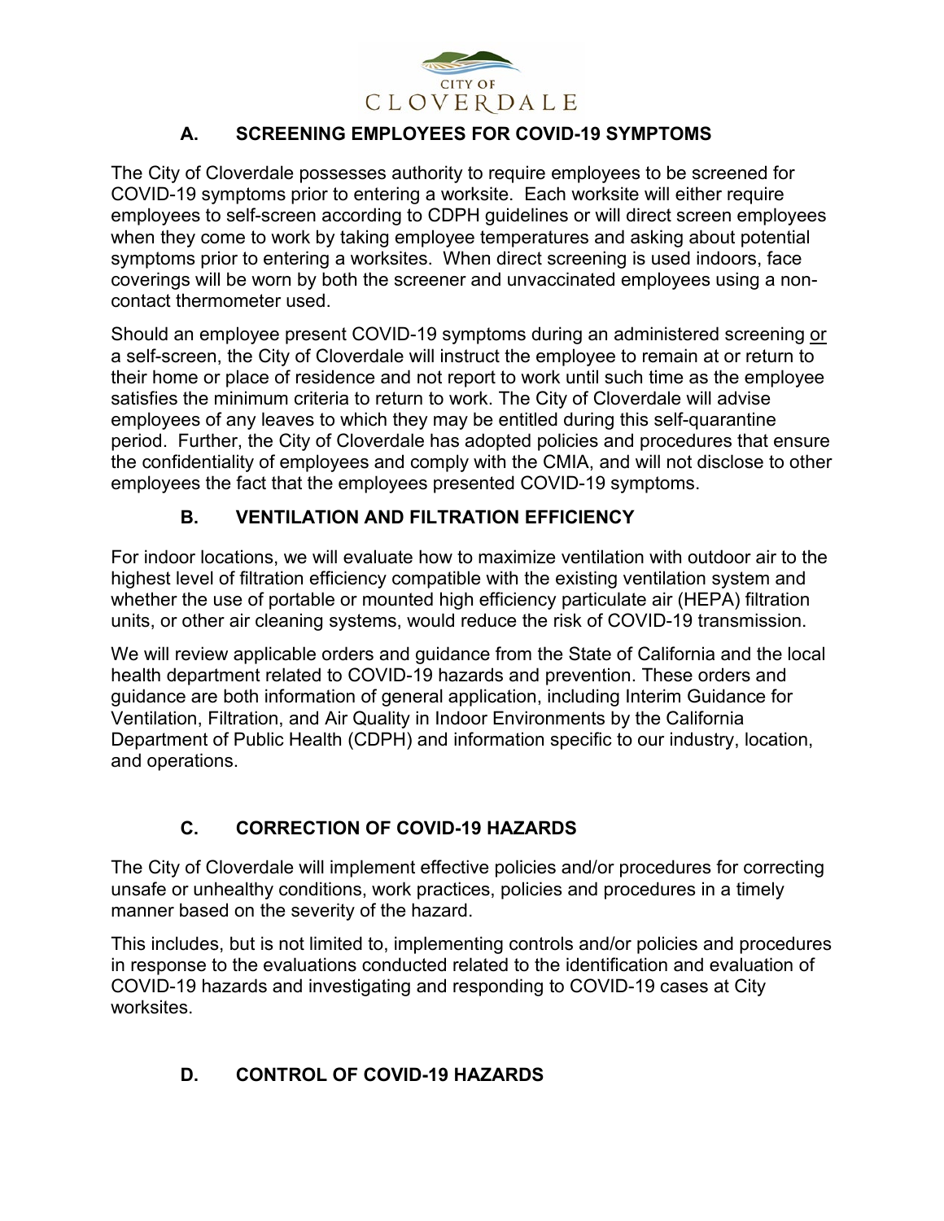## A. SCREENING EMPLOYEES FOR COVID-19 SYMPTOMS

The City of Cloverdale possesses authority to require employees to be screened for COVID-19 symptoms prior to entering a worksite. Each worksite will either require employees to self-screen according to CDPH guidelines or will direct screen employees when they come to work by taking employee temperatures and asking about potential symptoms prior to entering a worksites. When direct screening is used indoors, face coverings will be worn by both the screener and unvaccinated employees using a non-contact thermometer used.

Should an employee present COVID-19 symptoms during an administered screening or a self-screen, the City of Cloverdale will instruct the employee to remain at or return to their home or place of residence and not report to work until such time as the employee satisfies the minimum criteria to return to work. The City of Cloverdale will advise employees of any leaves to which they may be entitled during this self-quarantine period. Further, the City of Cloverdale has adopted policies and procedures that ensure the confidentiality of employees and comply with the CMIA, and will not disclose to other employees the fact that the employees presented COVID-19 symptoms.

## B. VENTILATION AND FILTRATION EFFICIENCY

For indoor locations, we will evaluate how to maximize ventilation with outdoor air to the highest level of filtration efficiency compatible with the existing ventilation system and whether the use of portable or mounted high efficiency particulate air (HEPA) filtration units, or other air cleaning systems, would reduce the risk of COVID-19 transmission.

We will review applicable orders and guidance from the State of California and the local health department related to COVID-19 hazards and prevention. These orders and guidance are both information of general application, including Interim Guidance for Ventilation, Filtration, and Air Quality in Indoor Environments by the California Department of Public Health (CDPH) and information specific to our industry, location, and operations.

## C. CORRECTION OF COVID-19 HAZARDS

The City of Cloverdale will implement effective policies and/or procedures for correcting unsafe or unhealthy conditions, work practices, policies and procedures in a timely manner based on the severity of the hazard.

This includes, but is not limited to, implementing controls and/or policies and procedures in response to the evaluations conducted related to the identification and evaluation of COVID-19 hazards and investigating and responding to COVID-19 cases at City worksites.

## D. CONTROL OF COVID-19 HAZARDS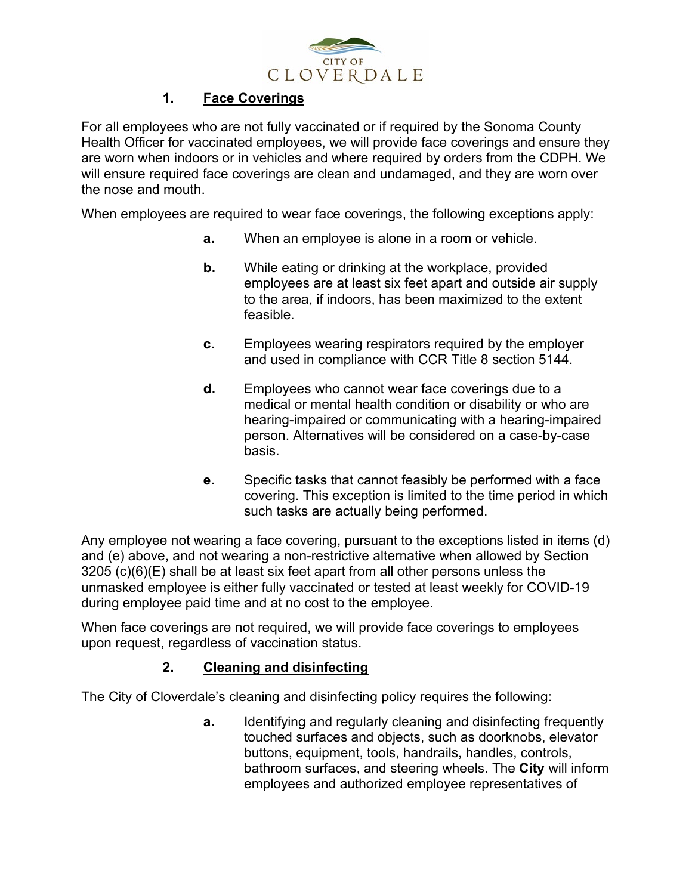## 1. Face Coverings

For all employees who are not fully vaccinated or if required by the Sonoma County Health Officer for vaccinated employees, we will provide face coverings and ensure they are worn when indoors or in vehicles and where required by orders from the CDPH. We will ensure required face coverings are clean and undamaged, and they are worn over the nose and mouth.

When employees are required to wear face coverings, the following exceptions apply:

- **a.** When an employee is alone in a room or vehicle.
- **b.** While eating or drinking at the workplace, provided employees are at least six feet apart and outside air supply to the area, if indoors, has been maximized to the extent feasible.
- **c.** Employees wearing respirators required by the employer and used in compliance with CCR Title 8 section 5144.
- **d.** Employees who cannot wear face coverings due to a medical or mental health condition or disability or who are hearing-impaired or communicating with a hearing-impaired person. Alternatives will be considered on a case-by-case basis.
- **e.** Specific tasks that cannot feasibly be performed with a face covering. This exception is limited to the time period in which such tasks are actually being performed.

Any employee not wearing a face covering, pursuant to the exceptions listed in items (d) and (e) above, and not wearing a non-restrictive alternative when allowed by Section 3205 (c)(6)(E) shall be at least six feet apart from all other persons unless the unmasked employee is either fully vaccinated or tested at least weekly for COVID-19 during employee paid time and at no cost to the employee.

When face coverings are not required, we will provide face coverings to employees upon request, regardless of vaccination status.

## 2. Cleaning and disinfecting

The City of Cloverdale's cleaning and disinfecting policy requires the following:

- **a.** Identifying and regularly cleaning and disinfecting frequently touched surfaces and objects, such as doorknobs, elevator buttons, equipment, tools, handrails, handles, controls, bathroom surfaces, and steering wheels. The **City** will inform employees and authorized employee representatives of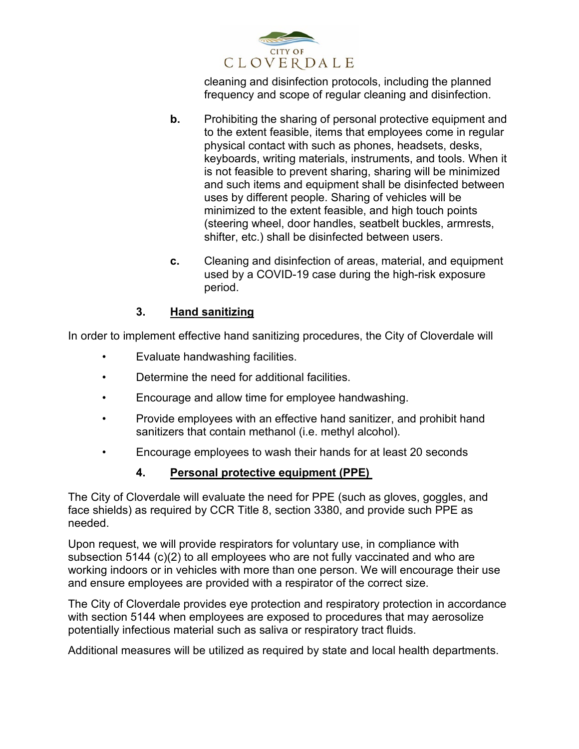cleaning and disinfection protocols, including the planned frequency and scope of regular cleaning and disinfection.

**b.** Prohibiting the sharing of personal protective equipment and to the extent feasible, items that employees come in regular physical contact with such as phones, headsets, desks, keyboards, writing materials, instruments, and tools. When it is not feasible to prevent sharing, sharing will be minimized and such items and equipment shall be disinfected between uses by different people. Sharing of vehicles will be minimized to the extent feasible, and high touch points (steering wheel, door handles, seatbelt buckles, armrests, shifter, etc.) shall be disinfected between users.

**c.** Cleaning and disinfection of areas, material, and equipment used by a COVID-19 case during the high-risk exposure period.

### 3. Hand sanitizing

In order to implement effective hand sanitizing procedures, the City of Cloverdale will

- Evaluate handwashing facilities.
- Determine the need for additional facilities.
- Encourage and allow time for employee handwashing.
- Provide employees with an effective hand sanitizer, and prohibit hand sanitizers that contain methanol (i.e. methyl alcohol).
- Encourage employees to wash their hands for at least 20 seconds

### 4. Personal protective equipment (PPE)

The City of Cloverdale will evaluate the need for PPE (such as gloves, goggles, and face shields) as required by CCR Title 8, section 3380, and provide such PPE as needed.

Upon request, we will provide respirators for voluntary use, in compliance with subsection 5144 (c)(2) to all employees who are not fully vaccinated and who are working indoors or in vehicles with more than one person. We will encourage their use and ensure employees are provided with a respirator of the correct size.

The City of Cloverdale provides eye protection and respiratory protection in accordance with section 5144 when employees are exposed to procedures that may aerosolize potentially infectious material such as saliva or respiratory tract fluids.

Additional measures will be utilized as required by state and local health departments.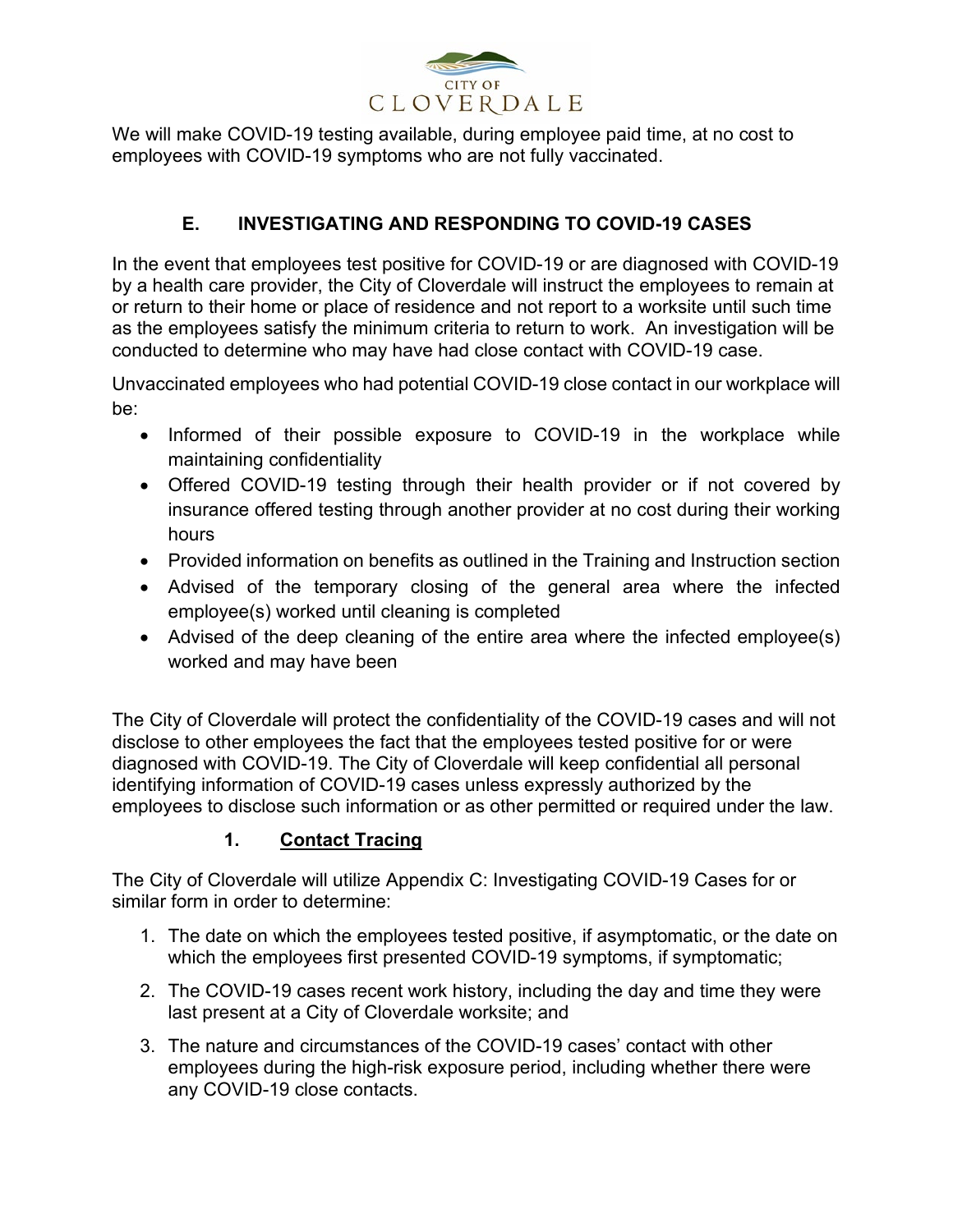We will make COVID-19 testing available, during employee paid time, at no cost to employees with COVID-19 symptoms who are not fully vaccinated.

## E. INVESTIGATING AND RESPONDING TO COVID-19 CASES

In the event that employees test positive for COVID-19 or are diagnosed with COVID-19 by a health care provider, the City of Cloverdale will instruct the employees to remain at or return to their home or place of residence and not report to a worksite until such time as the employees satisfy the minimum criteria to return to work. An investigation will be conducted to determine who may have had close contact with COVID-19 case.

Unvaccinated employees who had potential COVID-19 close contact in our workplace will be:

- Informed of their possible exposure to COVID-19 in the workplace while maintaining confidentiality
- Offered COVID-19 testing through their health provider or if not covered by insurance offered testing through another provider at no cost during their working hours
- Provided information on benefits as outlined in the Training and Instruction section
- Advised of the temporary closing of the general area where the infected employee(s) worked until cleaning is completed
- Advised of the deep cleaning of the entire area where the infected employee(s) worked and may have been

The City of Cloverdale will protect the confidentiality of the COVID-19 cases and will not disclose to other employees the fact that the employees tested positive for or were diagnosed with COVID-19. The City of Cloverdale will keep confidential all personal identifying information of COVID-19 cases unless expressly authorized by the employees to disclose such information or as other permitted or required under the law.

### 1. <u>Contact Tracing</u>

The City of Cloverdale will utilize Appendix C: Investigating COVID-19 Cases for or similar form in order to determine:

1. The date on which the employees tested positive, if asymptomatic, or the date on which the employees first presented COVID-19 symptoms, if symptomatic;
2. The COVID-19 cases recent work history, including the day and time they were last present at a City of Cloverdale worksite; and
3. The nature and circumstances of the COVID-19 cases' contact with other employees during the high-risk exposure period, including whether there were any COVID-19 close contacts.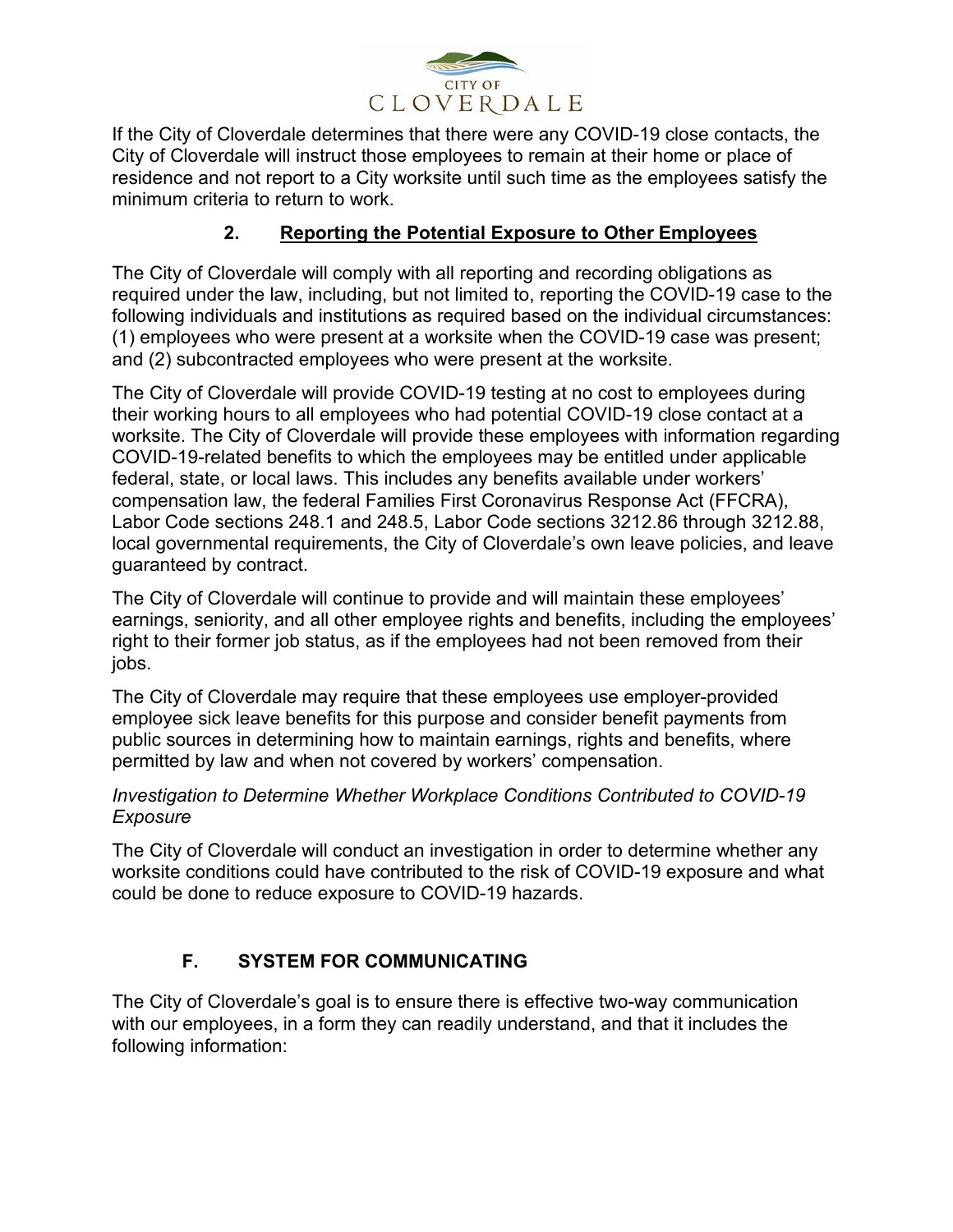If the City of Cloverdale determines that there were any COVID-19 close contacts, the City of Cloverdale will instruct those employees to remain at their home or place of residence and not report to a City worksite until such time as the employees satisfy the minimum criteria to return to work.

### 2. Reporting the Potential Exposure to Other Employees

The City of Cloverdale will comply with all reporting and recording obligations as required under the law, including, but not limited to, reporting the COVID-19 case to the following individuals and institutions as required based on the individual circumstances: (1) employees who were present at a worksite when the COVID-19 case was present; and (2) subcontracted employees who were present at the worksite.

The City of Cloverdale will provide COVID-19 testing at no cost to employees during their working hours to all employees who had potential COVID-19 close contact at a worksite. The City of Cloverdale will provide these employees with information regarding COVID-19-related benefits to which the employees may be entitled under applicable federal, state, or local laws. This includes any benefits available under workers' compensation law, the federal Families First Coronavirus Response Act (FFCRA), Labor Code sections 248.1 and 248.5, Labor Code sections 3212.86 through 3212.88, local governmental requirements, the City of Cloverdale's own leave policies, and leave guaranteed by contract.

The City of Cloverdale will continue to provide and will maintain these employees' earnings, seniority, and all other employee rights and benefits, including the employees' right to their former job status, as if the employees had not been removed from their jobs.

The City of Cloverdale may require that these employees use employer-provided employee sick leave benefits for this purpose and consider benefit payments from public sources in determining how to maintain earnings, rights and benefits, where permitted by law and when not covered by workers' compensation.

*Investigation to Determine Whether Workplace Conditions Contributed to COVID-19 Exposure*

The City of Cloverdale will conduct an investigation in order to determine whether any worksite conditions could have contributed to the risk of COVID-19 exposure and what could be done to reduce exposure to COVID-19 hazards.

## F. SYSTEM FOR COMMUNICATING

The City of Cloverdale's goal is to ensure there is effective two-way communication with our employees, in a form they can readily understand, and that it includes the following information: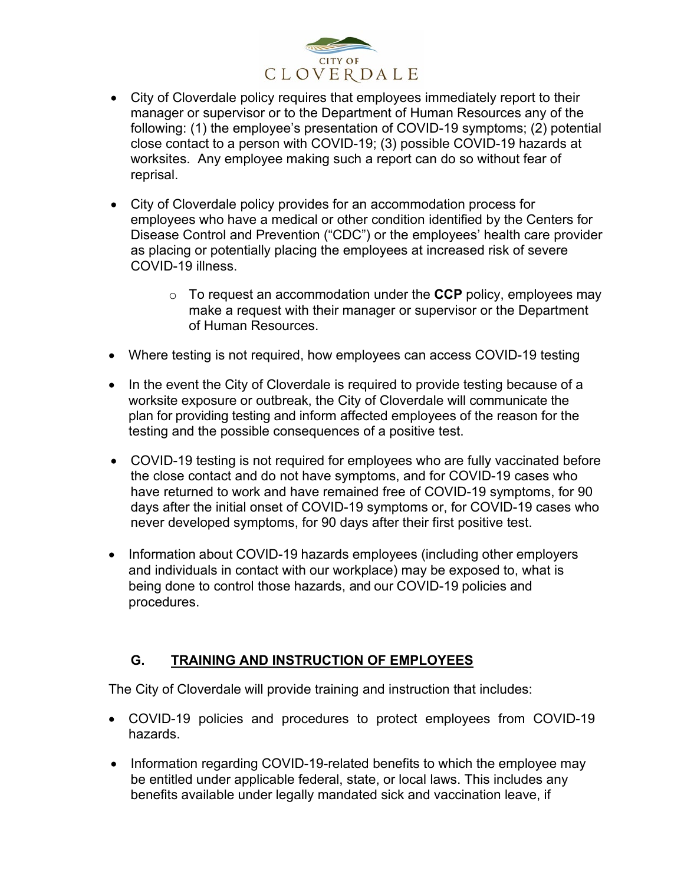- City of Cloverdale policy requires that employees immediately report to their manager or supervisor or to the Department of Human Resources any of the following: (1) the employee's presentation of COVID-19 symptoms; (2) potential close contact to a person with COVID-19; (3) possible COVID-19 hazards at worksites. Any employee making such a report can do so without fear of reprisal.

- City of Cloverdale policy provides for an accommodation process for employees who have a medical or other condition identified by the Centers for Disease Control and Prevention ("CDC") or the employees' health care provider as placing or potentially placing the employees at increased risk of severe COVID-19 illness.
  - To request an accommodation under the **CCP** policy, employees may make a request with their manager or supervisor or the Department of Human Resources.

- Where testing is not required, how employees can access COVID-19 testing

- In the event the City of Cloverdale is required to provide testing because of a worksite exposure or outbreak, the City of Cloverdale will communicate the plan for providing testing and inform affected employees of the reason for the testing and the possible consequences of a positive test.

- COVID-19 testing is not required for employees who are fully vaccinated before the close contact and do not have symptoms, and for COVID-19 cases who have returned to work and have remained free of COVID-19 symptoms, for 90 days after the initial onset of COVID-19 symptoms or, for COVID-19 cases who never developed symptoms, for 90 days after their first positive test.

- Information about COVID-19 hazards employees (including other employers and individuals in contact with our workplace) may be exposed to, what is being done to control those hazards, and our COVID-19 policies and procedures.

## G. TRAINING AND INSTRUCTION OF EMPLOYEES

The City of Cloverdale will provide training and instruction that includes:

- COVID-19 policies and procedures to protect employees from COVID-19 hazards.

- Information regarding COVID-19-related benefits to which the employee may be entitled under applicable federal, state, or local laws. This includes any benefits available under legally mandated sick and vaccination leave, if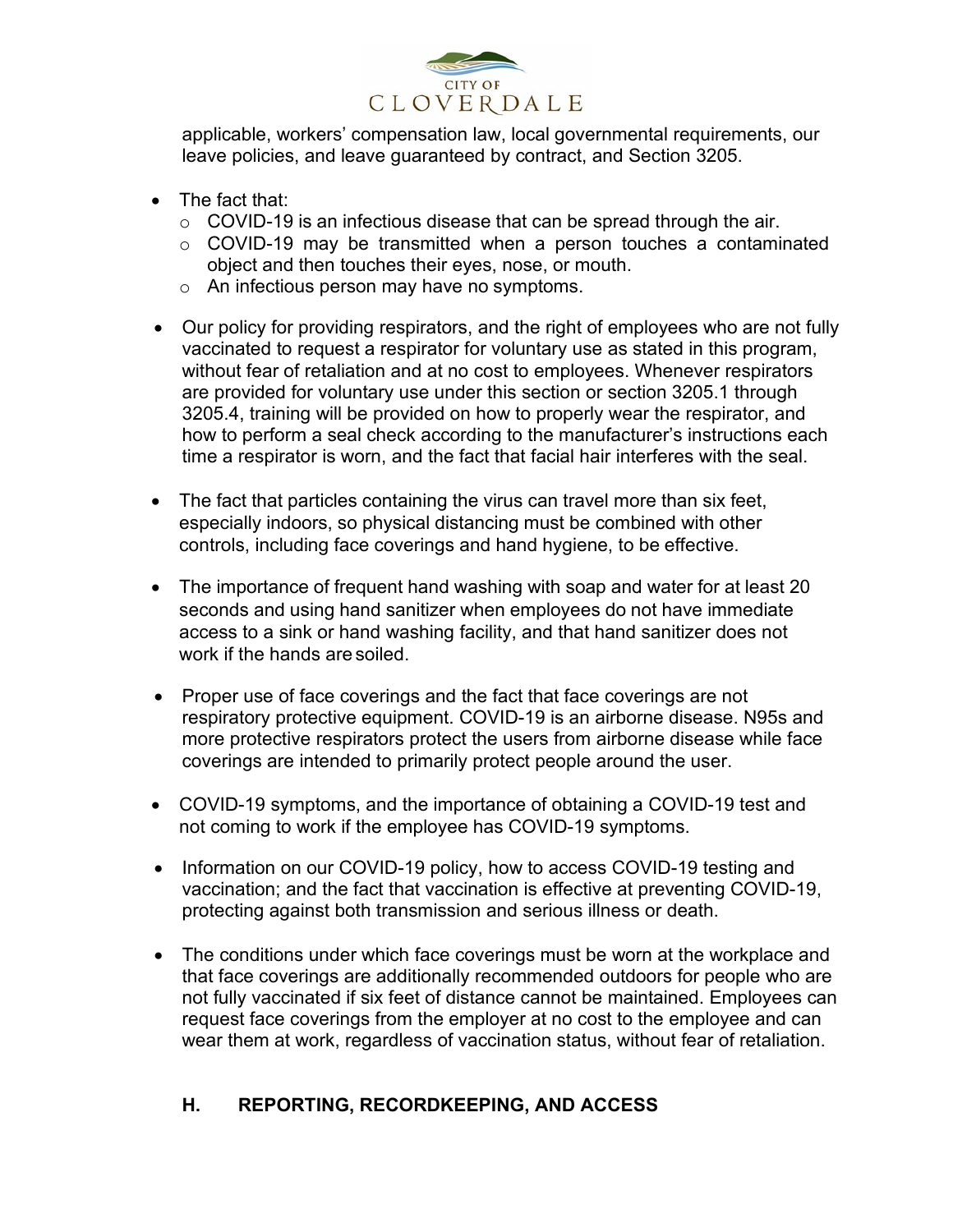applicable, workers' compensation law, local governmental requirements, our leave policies, and leave guaranteed by contract, and Section 3205.

- The fact that:
  - COVID-19 is an infectious disease that can be spread through the air.
  - COVID-19 may be transmitted when a person touches a contaminated object and then touches their eyes, nose, or mouth.
  - An infectious person may have no symptoms.
- Our policy for providing respirators, and the right of employees who are not fully vaccinated to request a respirator for voluntary use as stated in this program, without fear of retaliation and at no cost to employees. Whenever respirators are provided for voluntary use under this section or section 3205.1 through 3205.4, training will be provided on how to properly wear the respirator, and how to perform a seal check according to the manufacturer's instructions each time a respirator is worn, and the fact that facial hair interferes with the seal.
- The fact that particles containing the virus can travel more than six feet, especially indoors, so physical distancing must be combined with other controls, including face coverings and hand hygiene, to be effective.
- The importance of frequent hand washing with soap and water for at least 20 seconds and using hand sanitizer when employees do not have immediate access to a sink or hand washing facility, and that hand sanitizer does not work if the hands are soiled.
- Proper use of face coverings and the fact that face coverings are not respiratory protective equipment. COVID-19 is an airborne disease. N95s and more protective respirators protect the users from airborne disease while face coverings are intended to primarily protect people around the user.
- COVID-19 symptoms, and the importance of obtaining a COVID-19 test and not coming to work if the employee has COVID-19 symptoms.
- Information on our COVID-19 policy, how to access COVID-19 testing and vaccination; and the fact that vaccination is effective at preventing COVID-19, protecting against both transmission and serious illness or death.
- The conditions under which face coverings must be worn at the workplace and that face coverings are additionally recommended outdoors for people who are not fully vaccinated if six feet of distance cannot be maintained. Employees can request face coverings from the employer at no cost to the employee and can wear them at work, regardless of vaccination status, without fear of retaliation.

## H. REPORTING, RECORDKEEPING, AND ACCESS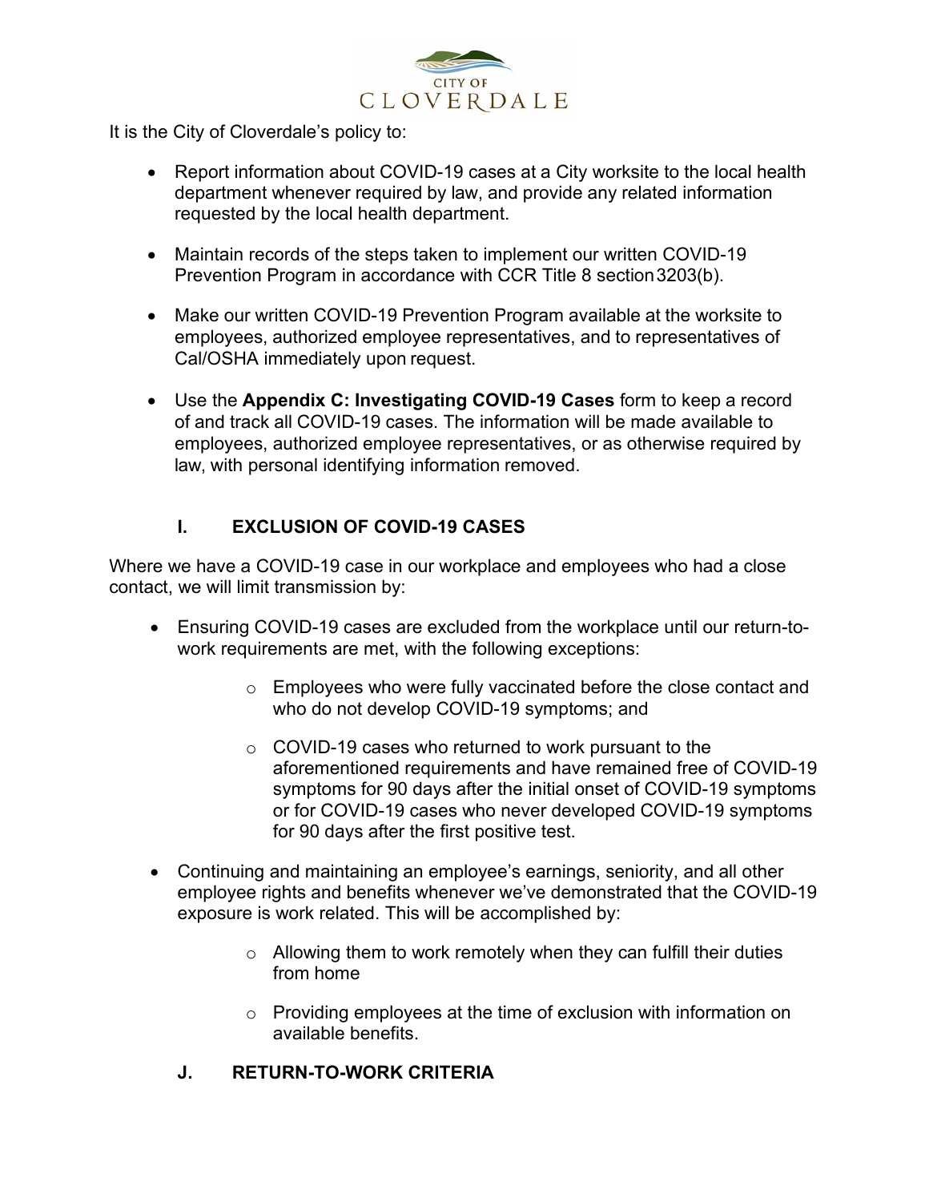It is the City of Cloverdale's policy to:

- Report information about COVID-19 cases at a City worksite to the local health department whenever required by law, and provide any related information requested by the local health department.

- Maintain records of the steps taken to implement our written COVID-19 Prevention Program in accordance with CCR Title 8 section 3203(b).

- Make our written COVID-19 Prevention Program available at the worksite to employees, authorized employee representatives, and to representatives of Cal/OSHA immediately upon request.

- Use the **Appendix C: Investigating COVID-19 Cases** form to keep a record of and track all COVID-19 cases. The information will be made available to employees, authorized employee representatives, or as otherwise required by law, with personal identifying information removed.

## I. EXCLUSION OF COVID-19 CASES

Where we have a COVID-19 case in our workplace and employees who had a close contact, we will limit transmission by:

- Ensuring COVID-19 cases are excluded from the workplace until our return-to-work requirements are met, with the following exceptions:
  - Employees who were fully vaccinated before the close contact and who do not develop COVID-19 symptoms; and
  - COVID-19 cases who returned to work pursuant to the aforementioned requirements and have remained free of COVID-19 symptoms for 90 days after the initial onset of COVID-19 symptoms or for COVID-19 cases who never developed COVID-19 symptoms for 90 days after the first positive test.

- Continuing and maintaining an employee's earnings, seniority, and all other employee rights and benefits whenever we've demonstrated that the COVID-19 exposure is work related. This will be accomplished by:
  - Allowing them to work remotely when they can fulfill their duties from home
  - Providing employees at the time of exclusion with information on available benefits.

## J. RETURN-TO-WORK CRITERIA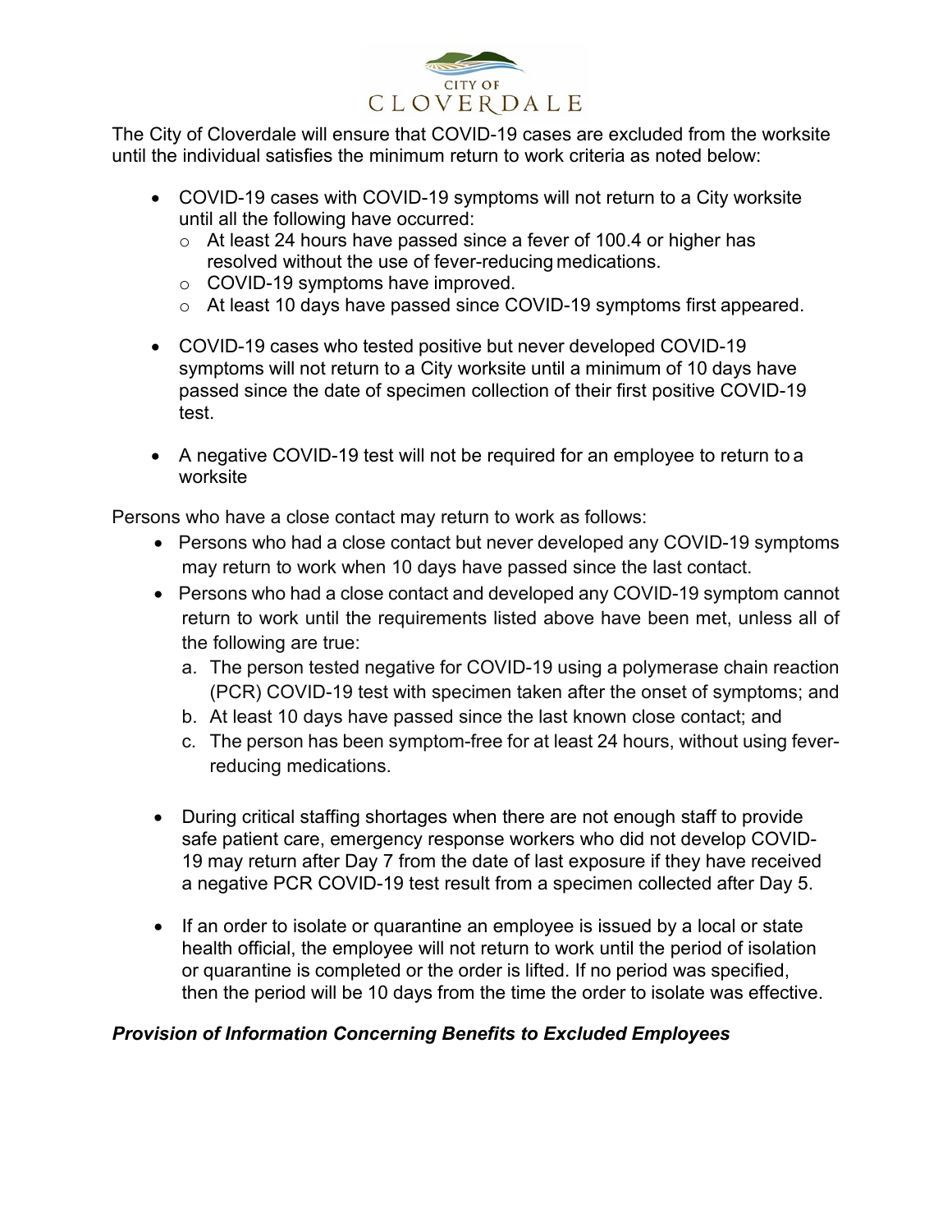The City of Cloverdale will ensure that COVID-19 cases are excluded from the worksite until the individual satisfies the minimum return to work criteria as noted below:

- COVID-19 cases with COVID-19 symptoms will not return to a City worksite until all the following have occurred:
  - At least 24 hours have passed since a fever of 100.4 or higher has resolved without the use of fever-reducing medications.
  - COVID-19 symptoms have improved.
  - At least 10 days have passed since COVID-19 symptoms first appeared.
- COVID-19 cases who tested positive but never developed COVID-19 symptoms will not return to a City worksite until a minimum of 10 days have passed since the date of specimen collection of their first positive COVID-19 test.
- A negative COVID-19 test will not be required for an employee to return to a worksite

Persons who have a close contact may return to work as follows:

- Persons who had a close contact but never developed any COVID-19 symptoms may return to work when 10 days have passed since the last contact.
- Persons who had a close contact and developed any COVID-19 symptom cannot return to work until the requirements listed above have been met, unless all of the following are true:
  a. The person tested negative for COVID-19 using a polymerase chain reaction (PCR) COVID-19 test with specimen taken after the onset of symptoms; and
  b. At least 10 days have passed since the last known close contact; and
  c. The person has been symptom-free for at least 24 hours, without using fever-reducing medications.
- During critical staffing shortages when there are not enough staff to provide safe patient care, emergency response workers who did not develop COVID-19 may return after Day 7 from the date of last exposure if they have received a negative PCR COVID-19 test result from a specimen collected after Day 5.
- If an order to isolate or quarantine an employee is issued by a local or state health official, the employee will not return to work until the period of isolation or quarantine is completed or the order is lifted. If no period was specified, then the period will be 10 days from the time the order to isolate was effective.

***Provision of Information Concerning Benefits to Excluded Employees***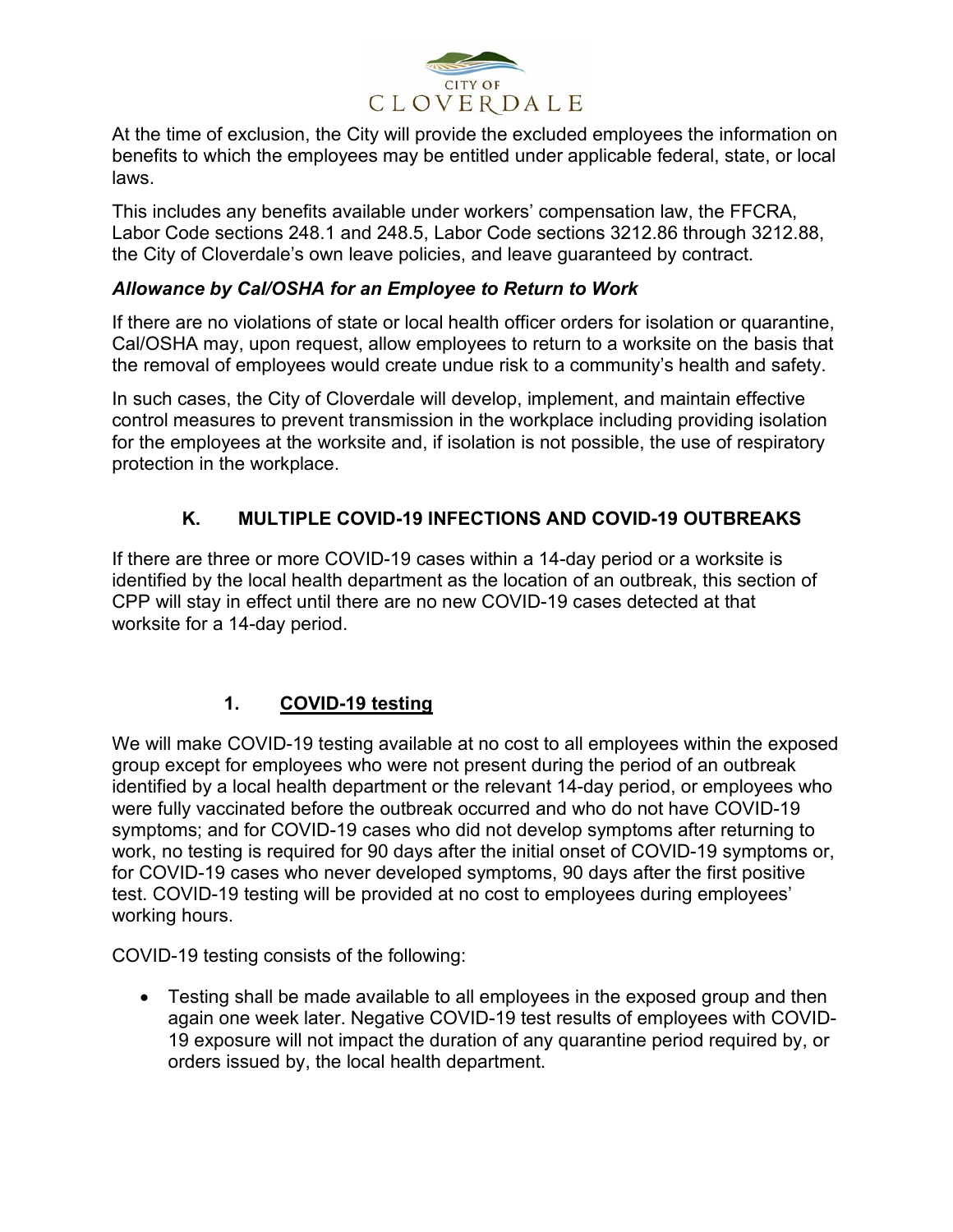At the time of exclusion, the City will provide the excluded employees the information on benefits to which the employees may be entitled under applicable federal, state, or local laws.

This includes any benefits available under workers' compensation law, the FFCRA, Labor Code sections 248.1 and 248.5, Labor Code sections 3212.86 through 3212.88, the City of Cloverdale's own leave policies, and leave guaranteed by contract.

***Allowance by Cal/OSHA for an Employee to Return to Work***

If there are no violations of state or local health officer orders for isolation or quarantine, Cal/OSHA may, upon request, allow employees to return to a worksite on the basis that the removal of employees would create undue risk to a community's health and safety.

In such cases, the City of Cloverdale will develop, implement, and maintain effective control measures to prevent transmission in the workplace including providing isolation for the employees at the worksite and, if isolation is not possible, the use of respiratory protection in the workplace.

## K. MULTIPLE COVID-19 INFECTIONS AND COVID-19 OUTBREAKS

If there are three or more COVID-19 cases within a 14-day period or a worksite is identified by the local health department as the location of an outbreak, this section of CPP will stay in effect until there are no new COVID-19 cases detected at that worksite for a 14-day period.

### 1. COVID-19 testing

We will make COVID-19 testing available at no cost to all employees within the exposed group except for employees who were not present during the period of an outbreak identified by a local health department or the relevant 14-day period, or employees who were fully vaccinated before the outbreak occurred and who do not have COVID-19 symptoms; and for COVID-19 cases who did not develop symptoms after returning to work, no testing is required for 90 days after the initial onset of COVID-19 symptoms or, for COVID-19 cases who never developed symptoms, 90 days after the first positive test. COVID-19 testing will be provided at no cost to employees during employees' working hours.

COVID-19 testing consists of the following:

- Testing shall be made available to all employees in the exposed group and then again one week later. Negative COVID-19 test results of employees with COVID-19 exposure will not impact the duration of any quarantine period required by, or orders issued by, the local health department.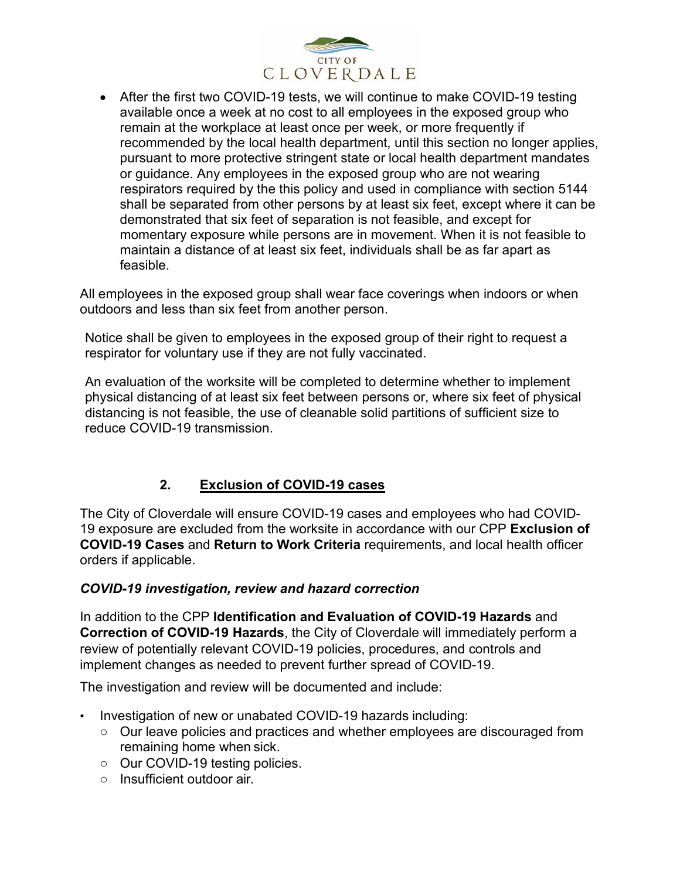- After the first two COVID-19 tests, we will continue to make COVID-19 testing available once a week at no cost to all employees in the exposed group who remain at the workplace at least once per week, or more frequently if recommended by the local health department, until this section no longer applies, pursuant to more protective stringent state or local health department mandates or guidance. Any employees in the exposed group who are not wearing respirators required by the this policy and used in compliance with section 5144 shall be separated from other persons by at least six feet, except where it can be demonstrated that six feet of separation is not feasible, and except for momentary exposure while persons are in movement. When it is not feasible to maintain a distance of at least six feet, individuals shall be as far apart as feasible.

All employees in the exposed group shall wear face coverings when indoors or when outdoors and less than six feet from another person.

Notice shall be given to employees in the exposed group of their right to request a respirator for voluntary use if they are not fully vaccinated.

An evaluation of the worksite will be completed to determine whether to implement physical distancing of at least six feet between persons or, where six feet of physical distancing is not feasible, the use of cleanable solid partitions of sufficient size to reduce COVID-19 transmission.

## 2. <u>Exclusion of COVID-19 cases</u>

The City of Cloverdale will ensure COVID-19 cases and employees who had COVID-19 exposure are excluded from the worksite in accordance with our CPP **Exclusion of COVID-19 Cases** and **Return to Work Criteria** requirements, and local health officer orders if applicable.

### *COVID-19 investigation, review and hazard correction*

In addition to the CPP **Identification and Evaluation of COVID-19 Hazards** and **Correction of COVID-19 Hazards**, the City of Cloverdale will immediately perform a review of potentially relevant COVID-19 policies, procedures, and controls and implement changes as needed to prevent further spread of COVID-19.

The investigation and review will be documented and include:

- Investigation of new or unabated COVID-19 hazards including:
  - Our leave policies and practices and whether employees are discouraged from remaining home when sick.
  - Our COVID-19 testing policies.
  - Insufficient outdoor air.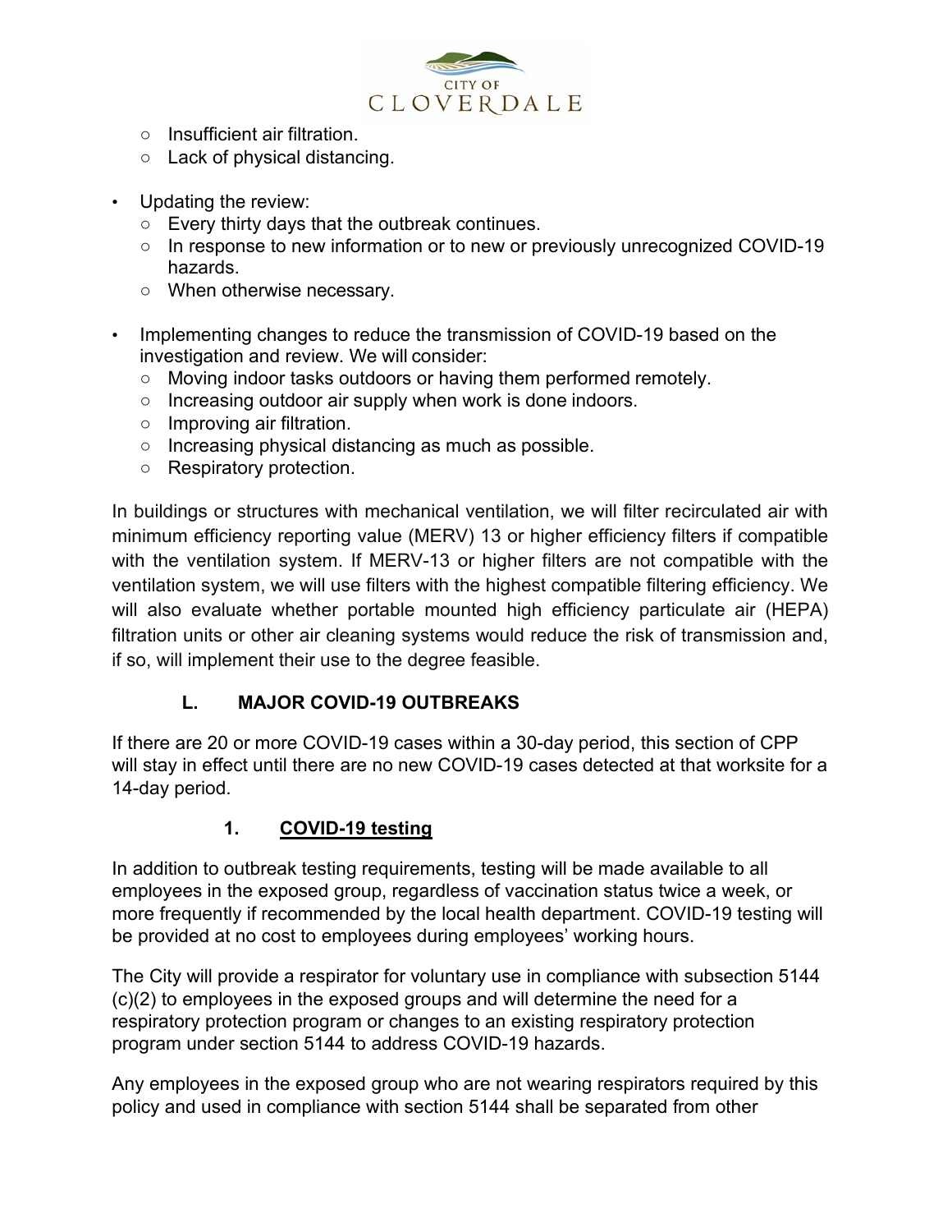- Insufficient air filtration.
  - Lack of physical distancing.

- Updating the review:
  - Every thirty days that the outbreak continues.
  - In response to new information or to new or previously unrecognized COVID-19 hazards.
  - When otherwise necessary.

- Implementing changes to reduce the transmission of COVID-19 based on the investigation and review. We will consider:
  - Moving indoor tasks outdoors or having them performed remotely.
  - Increasing outdoor air supply when work is done indoors.
  - Improving air filtration.
  - Increasing physical distancing as much as possible.
  - Respiratory protection.

In buildings or structures with mechanical ventilation, we will filter recirculated air with minimum efficiency reporting value (MERV) 13 or higher efficiency filters if compatible with the ventilation system. If MERV-13 or higher filters are not compatible with the ventilation system, we will use filters with the highest compatible filtering efficiency. We will also evaluate whether portable mounted high efficiency particulate air (HEPA) filtration units or other air cleaning systems would reduce the risk of transmission and, if so, will implement their use to the degree feasible.

## L. MAJOR COVID-19 OUTBREAKS

If there are 20 or more COVID-19 cases within a 30-day period, this section of CPP will stay in effect until there are no new COVID-19 cases detected at that worksite for a 14-day period.

### 1. COVID-19 testing

In addition to outbreak testing requirements, testing will be made available to all employees in the exposed group, regardless of vaccination status twice a week, or more frequently if recommended by the local health department. COVID-19 testing will be provided at no cost to employees during employees' working hours.

The City will provide a respirator for voluntary use in compliance with subsection 5144 (c)(2) to employees in the exposed groups and will determine the need for a respiratory protection program or changes to an existing respiratory protection program under section 5144 to address COVID-19 hazards.

Any employees in the exposed group who are not wearing respirators required by this policy and used in compliance with section 5144 shall be separated from other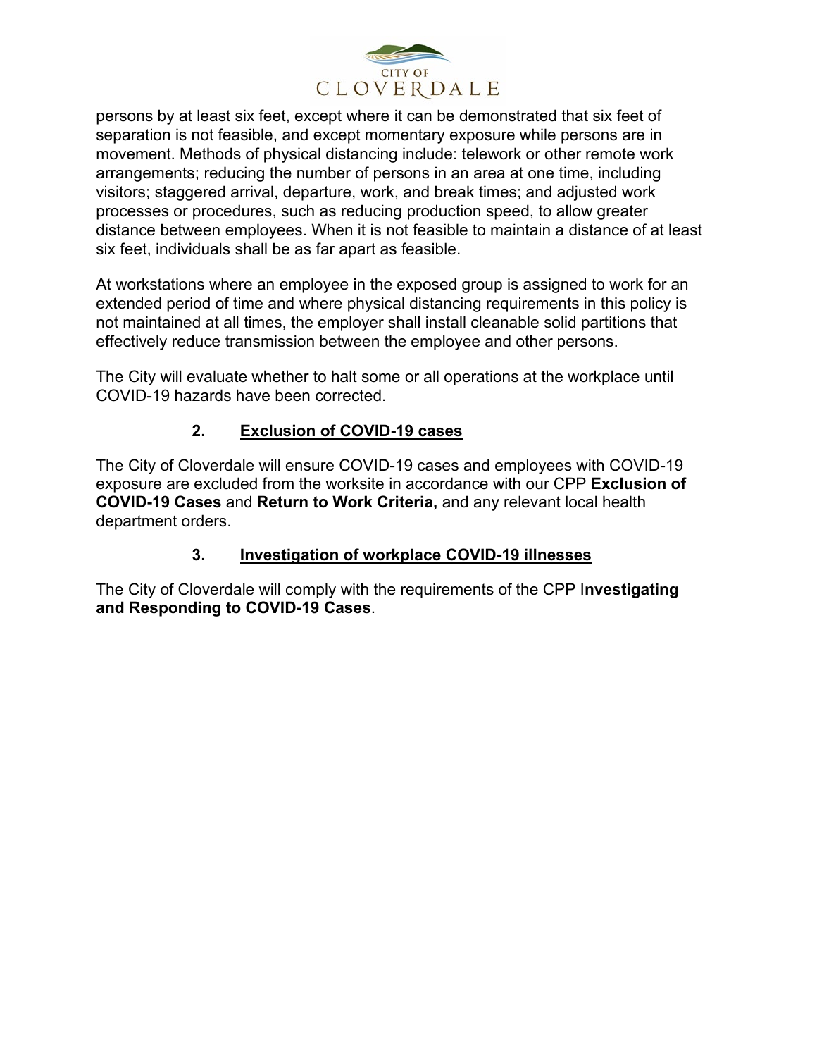persons by at least six feet, except where it can be demonstrated that six feet of separation is not feasible, and except momentary exposure while persons are in movement. Methods of physical distancing include: telework or other remote work arrangements; reducing the number of persons in an area at one time, including visitors; staggered arrival, departure, work, and break times; and adjusted work processes or procedures, such as reducing production speed, to allow greater distance between employees. When it is not feasible to maintain a distance of at least six feet, individuals shall be as far apart as feasible.

At workstations where an employee in the exposed group is assigned to work for an extended period of time and where physical distancing requirements in this policy is not maintained at all times, the employer shall install cleanable solid partitions that effectively reduce transmission between the employee and other persons.

The City will evaluate whether to halt some or all operations at the workplace until COVID-19 hazards have been corrected.

### 2. Exclusion of COVID-19 cases

The City of Cloverdale will ensure COVID-19 cases and employees with COVID-19 exposure are excluded from the worksite in accordance with our CPP **Exclusion of COVID-19 Cases** and **Return to Work Criteria,** and any relevant local health department orders.

### 3. Investigation of workplace COVID-19 illnesses

The City of Cloverdale will comply with the requirements of the CPP I**nvestigating and Responding to COVID-19 Cases**.